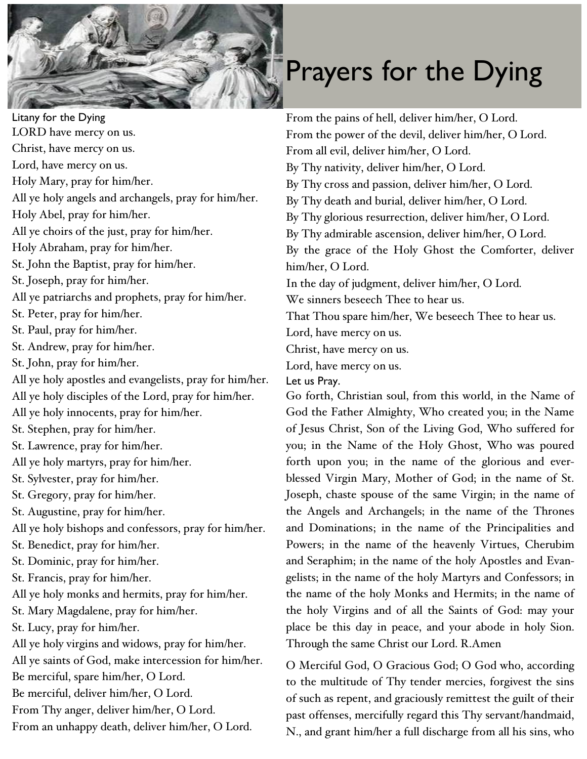# Prayers for the Dying

## Litany for the Dying

LORD have mercy on us.
Christ, have mercy on us.
Lord, have mercy on us.
Holy Mary, pray for him/her.
All ye holy angels and archangels, pray for him/her.
Holy Abel, pray for him/her.
All ye choirs of the just, pray for him/her.
Holy Abraham, pray for him/her.
St. John the Baptist, pray for him/her.
St. Joseph, pray for him/her.
All ye patriarchs and prophets, pray for him/her.
St. Peter, pray for him/her.
St. Paul, pray for him/her.
St. Andrew, pray for him/her.
St. John, pray for him/her.
All ye holy apostles and evangelists, pray for him/her.
All ye holy disciples of the Lord, pray for him/her.
All ye holy innocents, pray for him/her.
St. Stephen, pray for him/her.
St. Lawrence, pray for him/her.
All ye holy martyrs, pray for him/her.
St. Sylvester, pray for him/her.
St. Gregory, pray for him/her.
St. Augustine, pray for him/her.
All ye holy bishops and confessors, pray for him/her.
St. Benedict, pray for him/her.
St. Dominic, pray for him/her.
St. Francis, pray for him/her.
All ye holy monks and hermits, pray for him/her.
St. Mary Magdalene, pray for him/her.
St. Lucy, pray for him/her.
All ye holy virgins and widows, pray for him/her.
All ye saints of God, make intercession for him/her.
Be merciful, spare him/her, O Lord.
Be merciful, deliver him/her, O Lord.
From Thy anger, deliver him/her, O Lord.
From an unhappy death, deliver him/her, O Lord.
From the pains of hell, deliver him/her, O Lord.
From the power of the devil, deliver him/her, O Lord.
From all evil, deliver him/her, O Lord.
By Thy nativity, deliver him/her, O Lord.
By Thy cross and passion, deliver him/her, O Lord.
By Thy death and burial, deliver him/her, O Lord.
By Thy glorious resurrection, deliver him/her, O Lord.
By Thy admirable ascension, deliver him/her, O Lord.
By the grace of the Holy Ghost the Comforter, deliver him/her, O Lord.
In the day of judgment, deliver him/her, O Lord.
We sinners beseech Thee to hear us.
That Thou spare him/her, We beseech Thee to hear us.
Lord, have mercy on us.
Christ, have mercy on us.
Lord, have mercy on us.

## Let us Pray.

Go forth, Christian soul, from this world, in the Name of God the Father Almighty, Who created you; in the Name of Jesus Christ, Son of the Living God, Who suffered for you; in the Name of the Holy Ghost, Who was poured forth upon you; in the name of the glorious and ever-blessed Virgin Mary, Mother of God; in the name of St. Joseph, chaste spouse of the same Virgin; in the name of the Angels and Archangels; in the name of the Thrones and Dominations; in the name of the Principalities and Powers; in the name of the heavenly Virtues, Cherubim and Seraphim; in the name of the holy Apostles and Evangelists; in the name of the holy Martyrs and Confessors; in the name of the holy Monks and Hermits; in the name of the holy Virgins and of all the Saints of God: may your place be this day in peace, and your abode in holy Sion. Through the same Christ our Lord. R.Amen

O Merciful God, O Gracious God; O God who, according to the multitude of Thy tender mercies, forgivest the sins of such as repent, and graciously remittest the guilt of their past offenses, mercifully regard this Thy servant/handmaid, N., and grant him/her a full discharge from all his sins, who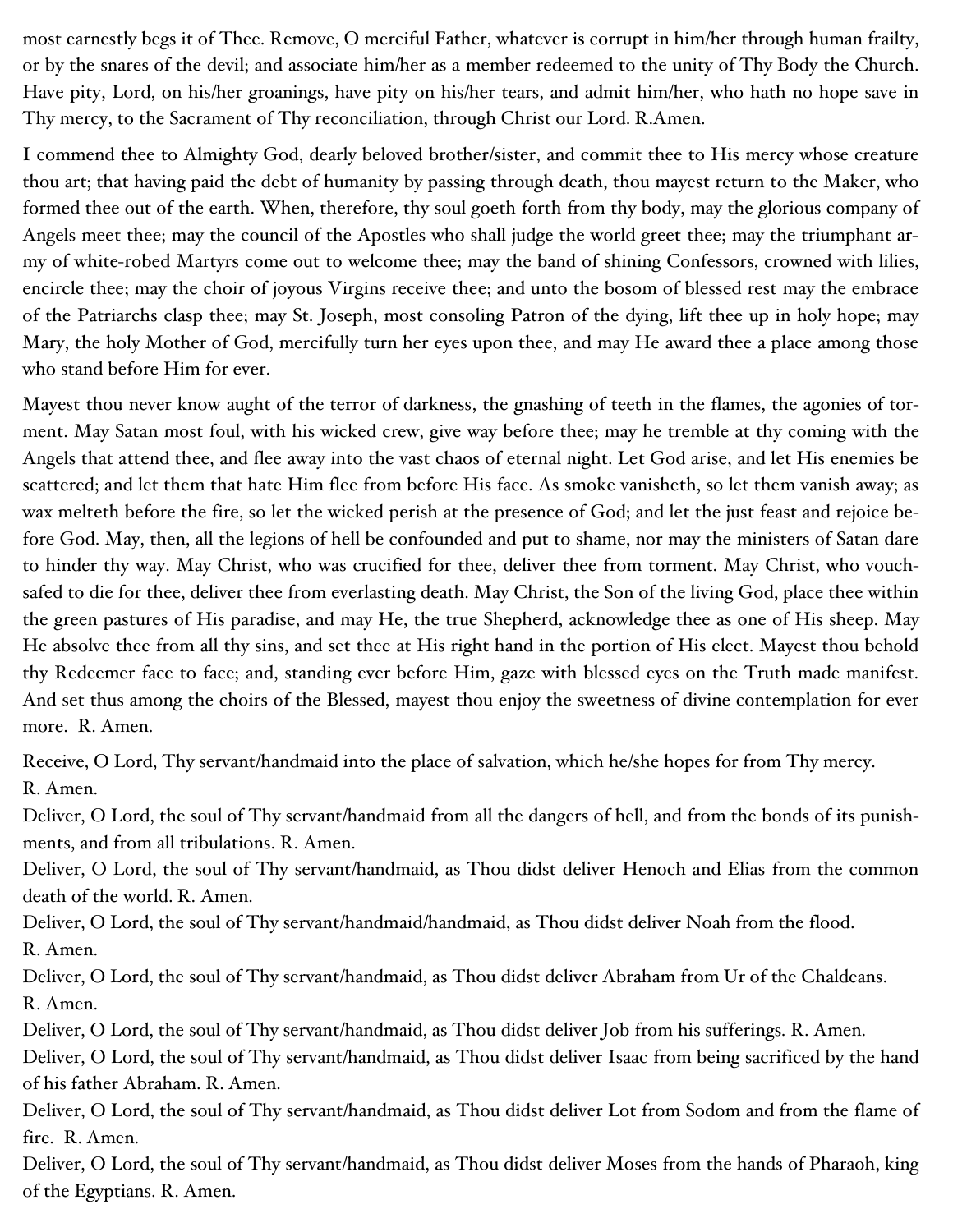most earnestly begs it of Thee. Remove, O merciful Father, whatever is corrupt in him/her through human frailty, or by the snares of the devil; and associate him/her as a member redeemed to the unity of Thy Body the Church. Have pity, Lord, on his/her groanings, have pity on his/her tears, and admit him/her, who hath no hope save in Thy mercy, to the Sacrament of Thy reconciliation, through Christ our Lord. R.Amen.

I commend thee to Almighty God, dearly beloved brother/sister, and commit thee to His mercy whose creature thou art; that having paid the debt of humanity by passing through death, thou mayest return to the Maker, who formed thee out of the earth. When, therefore, thy soul goeth forth from thy body, may the glorious company of Angels meet thee; may the council of the Apostles who shall judge the world greet thee; may the triumphant army of white-robed Martyrs come out to welcome thee; may the band of shining Confessors, crowned with lilies, encircle thee; may the choir of joyous Virgins receive thee; and unto the bosom of blessed rest may the embrace of the Patriarchs clasp thee; may St. Joseph, most consoling Patron of the dying, lift thee up in holy hope; may Mary, the holy Mother of God, mercifully turn her eyes upon thee, and may He award thee a place among those who stand before Him for ever.

Mayest thou never know aught of the terror of darkness, the gnashing of teeth in the flames, the agonies of torment. May Satan most foul, with his wicked crew, give way before thee; may he tremble at thy coming with the Angels that attend thee, and flee away into the vast chaos of eternal night. Let God arise, and let His enemies be scattered; and let them that hate Him flee from before His face. As smoke vanisheth, so let them vanish away; as wax melteth before the fire, so let the wicked perish at the presence of God; and let the just feast and rejoice before God. May, then, all the legions of hell be confounded and put to shame, nor may the ministers of Satan dare to hinder thy way. May Christ, who was crucified for thee, deliver thee from torment. May Christ, who vouchsafed to die for thee, deliver thee from everlasting death. May Christ, the Son of the living God, place thee within the green pastures of His paradise, and may He, the true Shepherd, acknowledge thee as one of His sheep. May He absolve thee from all thy sins, and set thee at His right hand in the portion of His elect. Mayest thou behold thy Redeemer face to face; and, standing ever before Him, gaze with blessed eyes on the Truth made manifest. And set thus among the choirs of the Blessed, mayest thou enjoy the sweetness of divine contemplation for ever more. R. Amen.

Receive, O Lord, Thy servant/handmaid into the place of salvation, which he/she hopes for from Thy mercy. R. Amen.

Deliver, O Lord, the soul of Thy servant/handmaid from all the dangers of hell, and from the bonds of its punishments, and from all tribulations. R. Amen.

Deliver, O Lord, the soul of Thy servant/handmaid, as Thou didst deliver Henoch and Elias from the common death of the world. R. Amen.

Deliver, O Lord, the soul of Thy servant/handmaid/handmaid, as Thou didst deliver Noah from the flood. R. Amen.

Deliver, O Lord, the soul of Thy servant/handmaid, as Thou didst deliver Abraham from Ur of the Chaldeans. R. Amen.

Deliver, O Lord, the soul of Thy servant/handmaid, as Thou didst deliver Job from his sufferings. R. Amen.

Deliver, O Lord, the soul of Thy servant/handmaid, as Thou didst deliver Isaac from being sacrificed by the hand of his father Abraham. R. Amen.

Deliver, O Lord, the soul of Thy servant/handmaid, as Thou didst deliver Lot from Sodom and from the flame of fire. R. Amen.

Deliver, O Lord, the soul of Thy servant/handmaid, as Thou didst deliver Moses from the hands of Pharaoh, king of the Egyptians. R. Amen.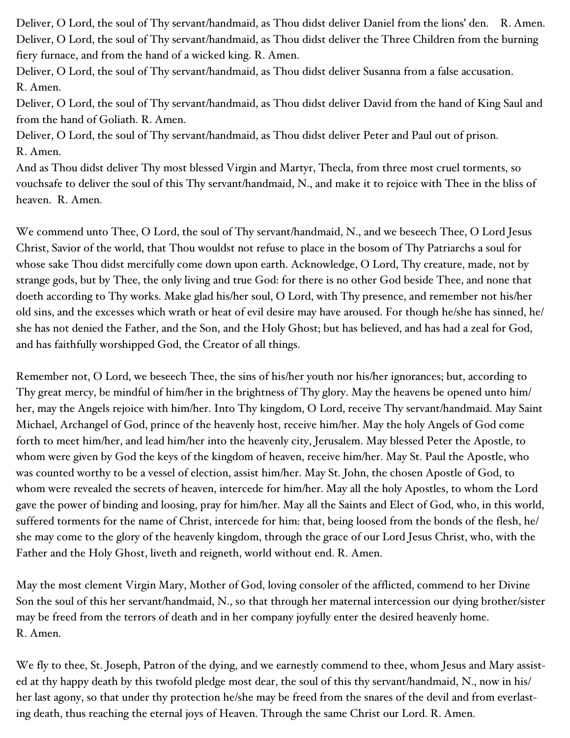Deliver, O Lord, the soul of Thy servant/handmaid, as Thou didst deliver Daniel from the lions' den. R. Amen.
Deliver, O Lord, the soul of Thy servant/handmaid, as Thou didst deliver the Three Children from the burning fiery furnace, and from the hand of a wicked king. R. Amen.
Deliver, O Lord, the soul of Thy servant/handmaid, as Thou didst deliver Susanna from a false accusation. R. Amen.
Deliver, O Lord, the soul of Thy servant/handmaid, as Thou didst deliver David from the hand of King Saul and from the hand of Goliath. R. Amen.
Deliver, O Lord, the soul of Thy servant/handmaid, as Thou didst deliver Peter and Paul out of prison. R. Amen.
And as Thou didst deliver Thy most blessed Virgin and Martyr, Thecla, from three most cruel torments, so vouchsafe to deliver the soul of this Thy servant/handmaid, N., and make it to rejoice with Thee in the bliss of heaven. R. Amen.

We commend unto Thee, O Lord, the soul of Thy servant/handmaid, N., and we beseech Thee, O Lord Jesus Christ, Savior of the world, that Thou wouldst not refuse to place in the bosom of Thy Patriarchs a soul for whose sake Thou didst mercifully come down upon earth. Acknowledge, O Lord, Thy creature, made, not by strange gods, but by Thee, the only living and true God: for there is no other God beside Thee, and none that doeth according to Thy works. Make glad his/her soul, O Lord, with Thy presence, and remember not his/her old sins, and the excesses which wrath or heat of evil desire may have aroused. For though he/she has sinned, he/she has not denied the Father, and the Son, and the Holy Ghost; but has believed, and has had a zeal for God, and has faithfully worshipped God, the Creator of all things.

Remember not, O Lord, we beseech Thee, the sins of his/her youth nor his/her ignorances; but, according to Thy great mercy, be mindful of him/her in the brightness of Thy glory. May the heavens be opened unto him/her, may the Angels rejoice with him/her. Into Thy kingdom, O Lord, receive Thy servant/handmaid. May Saint Michael, Archangel of God, prince of the heavenly host, receive him/her. May the holy Angels of God come forth to meet him/her, and lead him/her into the heavenly city, Jerusalem. May blessed Peter the Apostle, to whom were given by God the keys of the kingdom of heaven, receive him/her. May St. Paul the Apostle, who was counted worthy to be a vessel of election, assist him/her. May St. John, the chosen Apostle of God, to whom were revealed the secrets of heaven, intercede for him/her. May all the holy Apostles, to whom the Lord gave the power of binding and loosing, pray for him/her. May all the Saints and Elect of God, who, in this world, suffered torments for the name of Christ, intercede for him: that, being loosed from the bonds of the flesh, he/she may come to the glory of the heavenly kingdom, through the grace of our Lord Jesus Christ, who, with the Father and the Holy Ghost, liveth and reigneth, world without end. R. Amen.

May the most clement Virgin Mary, Mother of God, loving consoler of the afflicted, commend to her Divine Son the soul of this her servant/handmaid, N., so that through her maternal intercession our dying brother/sister may be freed from the terrors of death and in her company joyfully enter the desired heavenly home. R. Amen.

We fly to thee, St. Joseph, Patron of the dying, and we earnestly commend to thee, whom Jesus and Mary assisted at thy happy death by this twofold pledge most dear, the soul of this thy servant/handmaid, N., now in his/her last agony, so that under thy protection he/she may be freed from the snares of the devil and from everlasting death, thus reaching the eternal joys of Heaven. Through the same Christ our Lord. R. Amen.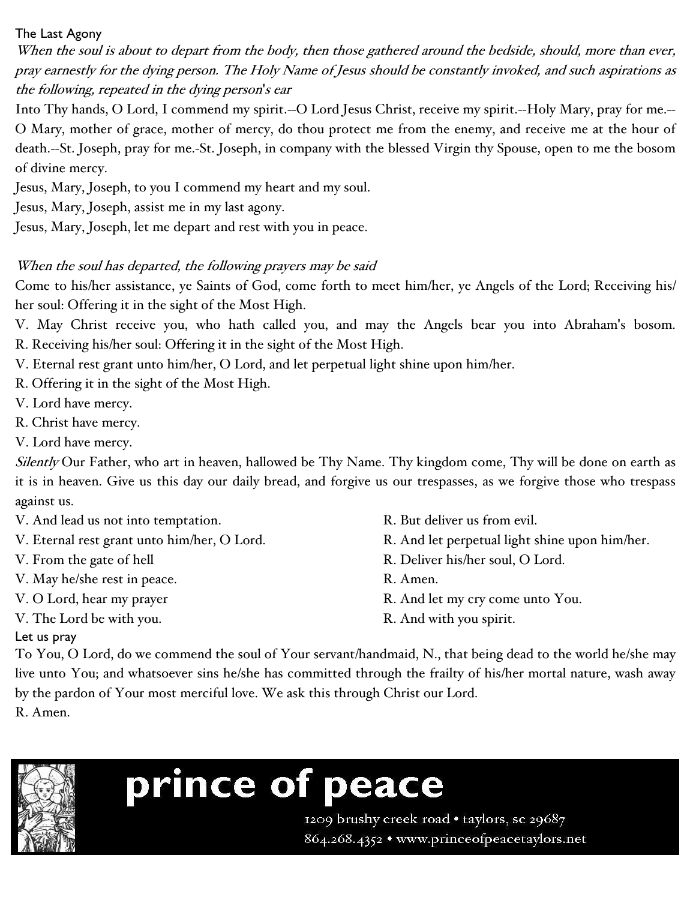## The Last Agony

*When the soul is about to depart from the body, then those gathered around the bedside, should, more than ever, pray earnestly for the dying person. The Holy Name of Jesus should be constantly invoked, and such aspirations as the following, repeated in the dying person's ear*

Into Thy hands, O Lord, I commend my spirit.--O Lord Jesus Christ, receive my spirit.--Holy Mary, pray for me.--O Mary, mother of grace, mother of mercy, do thou protect me from the enemy, and receive me at the hour of death.--St. Joseph, pray for me.-St. Joseph, in company with the blessed Virgin thy Spouse, open to me the bosom of divine mercy.

Jesus, Mary, Joseph, to you I commend my heart and my soul.
Jesus, Mary, Joseph, assist me in my last agony.
Jesus, Mary, Joseph, let me depart and rest with you in peace.

*When the soul has departed, the following prayers may be said*

Come to his/her assistance, ye Saints of God, come forth to meet him/her, ye Angels of the Lord; Receiving his/her soul: Offering it in the sight of the Most High.

V. May Christ receive you, who hath called you, and may the Angels bear you into Abraham's bosom.
R. Receiving his/her soul: Offering it in the sight of the Most High.
V. Eternal rest grant unto him/her, O Lord, and let perpetual light shine upon him/her.
R. Offering it in the sight of the Most High.
V. Lord have mercy.
R. Christ have mercy.
V. Lord have mercy.

*Silently* Our Father, who art in heaven, hallowed be Thy Name. Thy kingdom come, Thy will be done on earth as it is in heaven. Give us this day our daily bread, and forgive us our trespasses, as we forgive those who trespass against us.

V. And lead us not into temptation. R. But deliver us from evil.
V. Eternal rest grant unto him/her, O Lord. R. And let perpetual light shine upon him/her.
V. From the gate of hell R. Deliver his/her soul, O Lord.
V. May he/she rest in peace. R. Amen.
V. O Lord, hear my prayer R. And let my cry come unto You.
V. The Lord be with you. R. And with you spirit.

## Let us pray

To You, O Lord, do we commend the soul of Your servant/handmaid, N., that being dead to the world he/she may live unto You; and whatsoever sins he/she has committed through the frailty of his/her mortal nature, wash away by the pardon of Your most merciful love. We ask this through Christ our Lord.
R. Amen.

prince of peace
1209 brushy creek road • taylors, sc 29687
864.268.4352 • www.princeofpeacetaylors.net